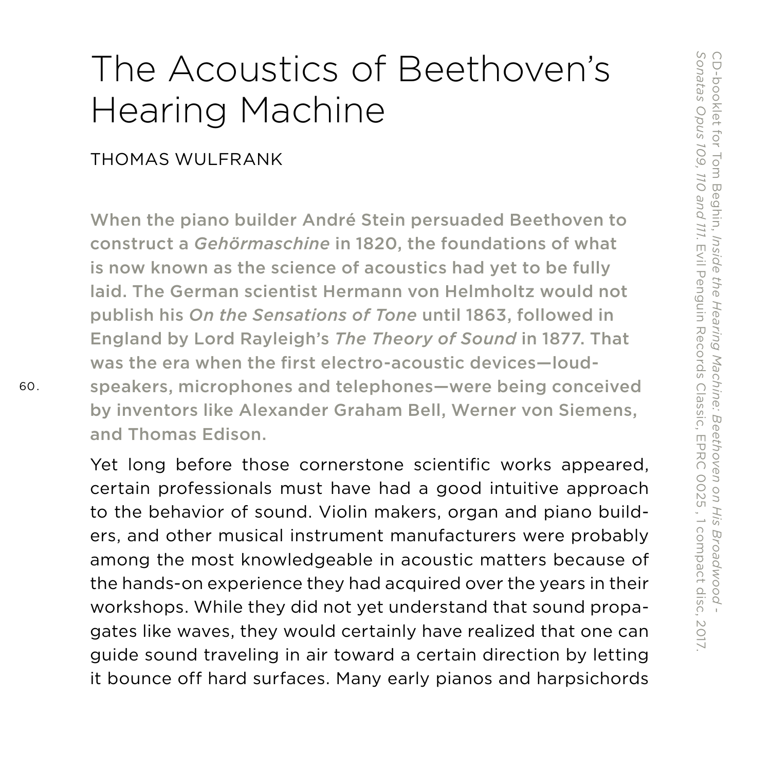# The Acoustics of Beethoven's Hearing Machine

THOMAS WULFRANK

**When the piano builder André Stein persuaded Beethoven to construct a *Gehörmaschine* in 1820, the foundations of what is now known as the science of acoustics had yet to be fully laid. The German scientist Hermann von Helmholtz would not publish his *On the Sensations of Tone* until 1863, followed in England by Lord Rayleigh's *The Theory of Sound* in 1877. That was the era when the first electro-acoustic devices—loudspeakers, microphones and telephones—were being conceived by inventors like Alexander Graham Bell, Werner von Siemens, and Thomas Edison.**

Yet long before those cornerstone scientific works appeared, certain professionals must have had a good intuitive approach to the behavior of sound. Violin makers, organ and piano builders, and other musical instrument manufacturers were probably among the most knowledgeable in acoustic matters because of the hands-on experience they had acquired over the years in their workshops. While they did not yet understand that sound propagates like waves, they would certainly have realized that one can guide sound traveling in air toward a certain direction by letting it bounce off hard surfaces. Many early pianos and harpsichords

CD-booklet for Tom Beghin, *Inside the Hearing Machine: Beethoven on His Broadwood - Sonatas Opus 109, 110 and 111*. Evil Penguin Records Classic, EPRC 0025, 1 compact disc, 2017.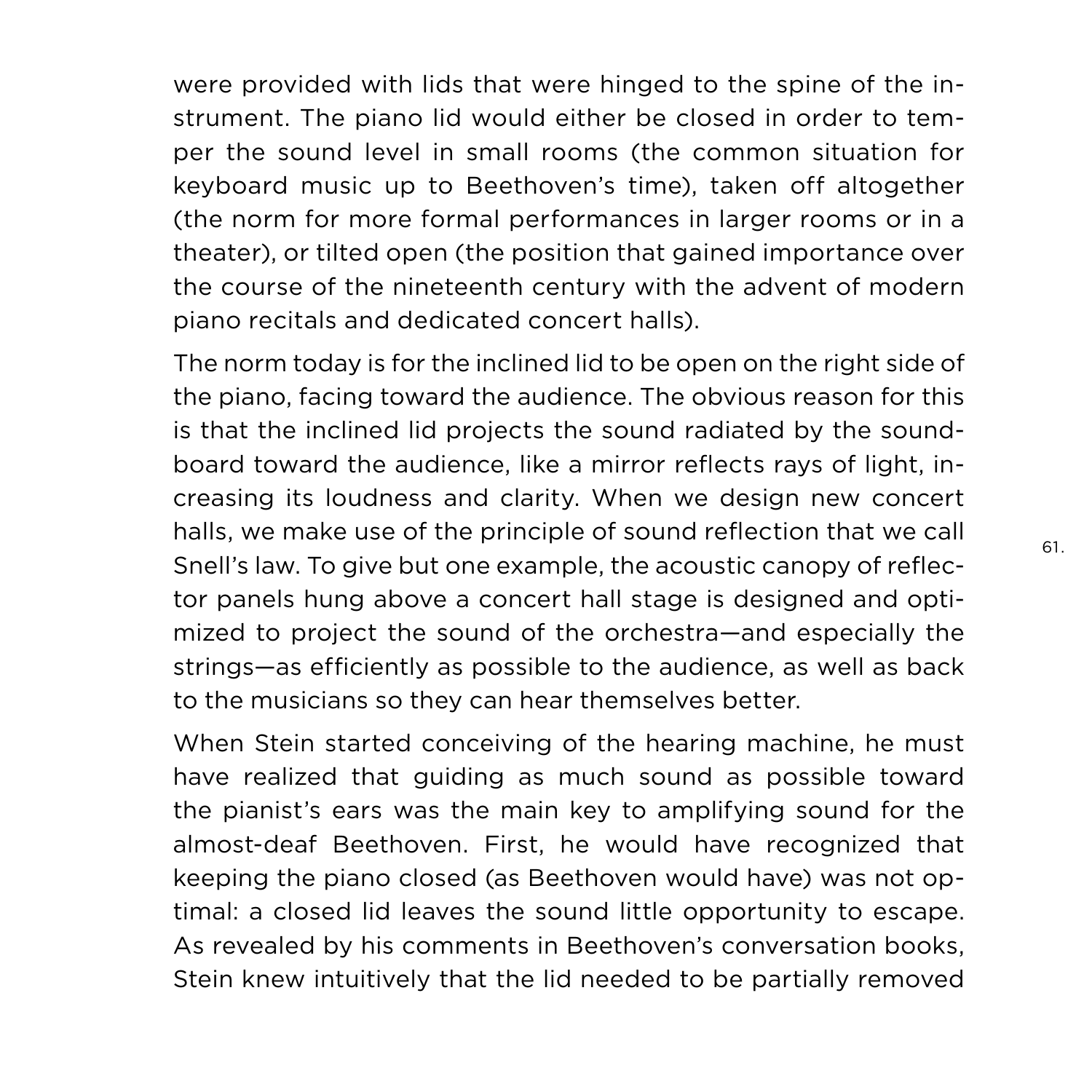were provided with lids that were hinged to the spine of the instrument. The piano lid would either be closed in order to temper the sound level in small rooms (the common situation for keyboard music up to Beethoven's time), taken off altogether (the norm for more formal performances in larger rooms or in a theater), or tilted open (the position that gained importance over the course of the nineteenth century with the advent of modern piano recitals and dedicated concert halls).

The norm today is for the inclined lid to be open on the right side of the piano, facing toward the audience. The obvious reason for this is that the inclined lid projects the sound radiated by the soundboard toward the audience, like a mirror reflects rays of light, increasing its loudness and clarity. When we design new concert halls, we make use of the principle of sound reflection that we call Snell's law. To give but one example, the acoustic canopy of reflector panels hung above a concert hall stage is designed and optimized to project the sound of the orchestra—and especially the strings—as efficiently as possible to the audience, as well as back to the musicians so they can hear themselves better.

When Stein started conceiving of the hearing machine, he must have realized that guiding as much sound as possible toward the pianist's ears was the main key to amplifying sound for the almost-deaf Beethoven. First, he would have recognized that keeping the piano closed (as Beethoven would have) was not optimal: a closed lid leaves the sound little opportunity to escape. As revealed by his comments in Beethoven's conversation books, Stein knew intuitively that the lid needed to be partially removed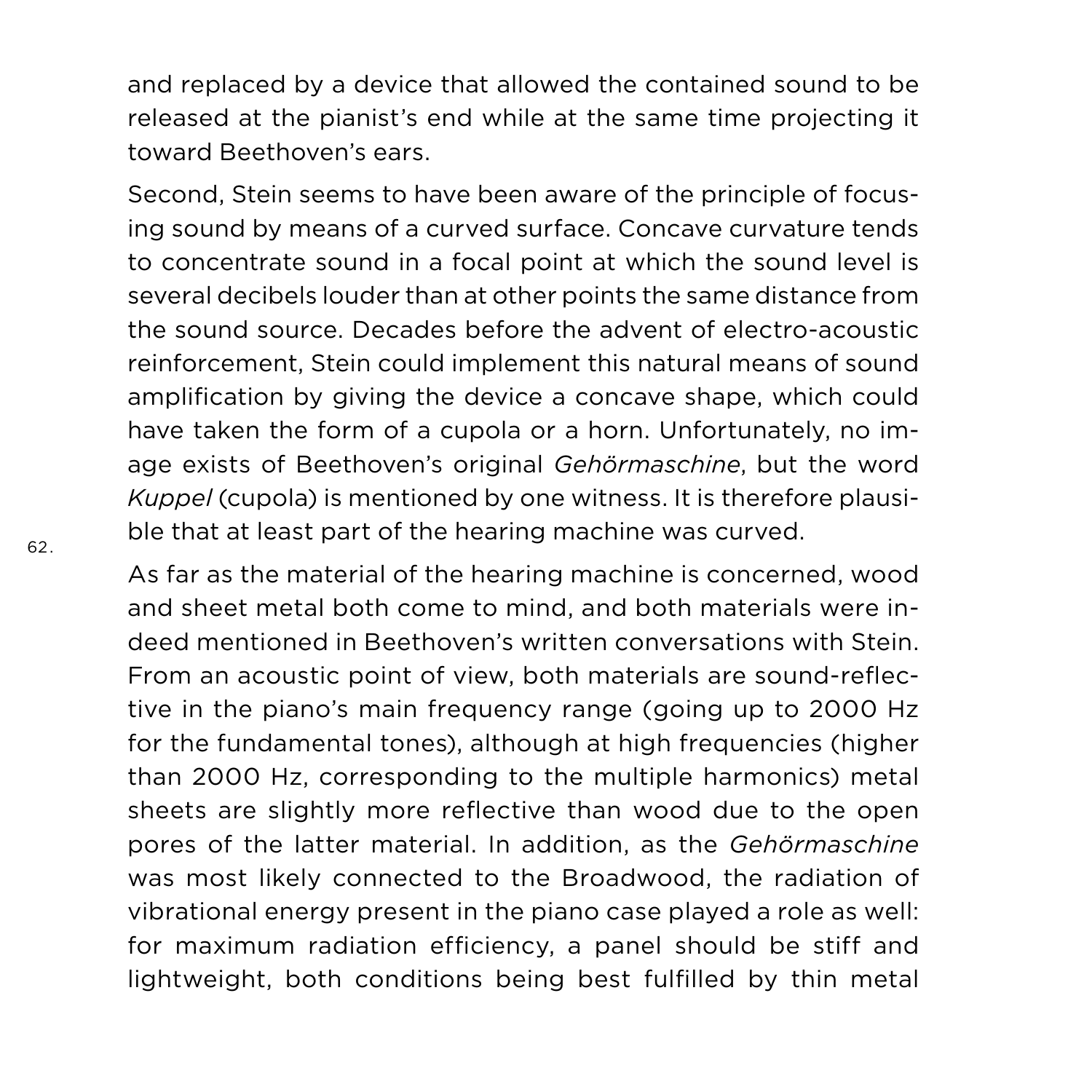and replaced by a device that allowed the contained sound to be released at the pianist's end while at the same time projecting it toward Beethoven's ears.

Second, Stein seems to have been aware of the principle of focusing sound by means of a curved surface. Concave curvature tends to concentrate sound in a focal point at which the sound level is several decibels louder than at other points the same distance from the sound source. Decades before the advent of electro-acoustic reinforcement, Stein could implement this natural means of sound amplification by giving the device a concave shape, which could have taken the form of a cupola or a horn. Unfortunately, no image exists of Beethoven's original *Gehörmaschine*, but the word *Kuppel* (cupola) is mentioned by one witness. It is therefore plausible that at least part of the hearing machine was curved.[62]

As far as the material of the hearing machine is concerned, wood and sheet metal both come to mind, and both materials were indeed mentioned in Beethoven's written conversations with Stein. From an acoustic point of view, both materials are sound-reflective in the piano's main frequency range (going up to 2000 Hz for the fundamental tones), although at high frequencies (higher than 2000 Hz, corresponding to the multiple harmonics) metal sheets are slightly more reflective than wood due to the open pores of the latter material. In addition, as the *Gehörmaschine* was most likely connected to the Broadwood, the radiation of vibrational energy present in the piano case played a role as well: for maximum radiation efficiency, a panel should be stiff and lightweight, both conditions being best fulfilled by thin metal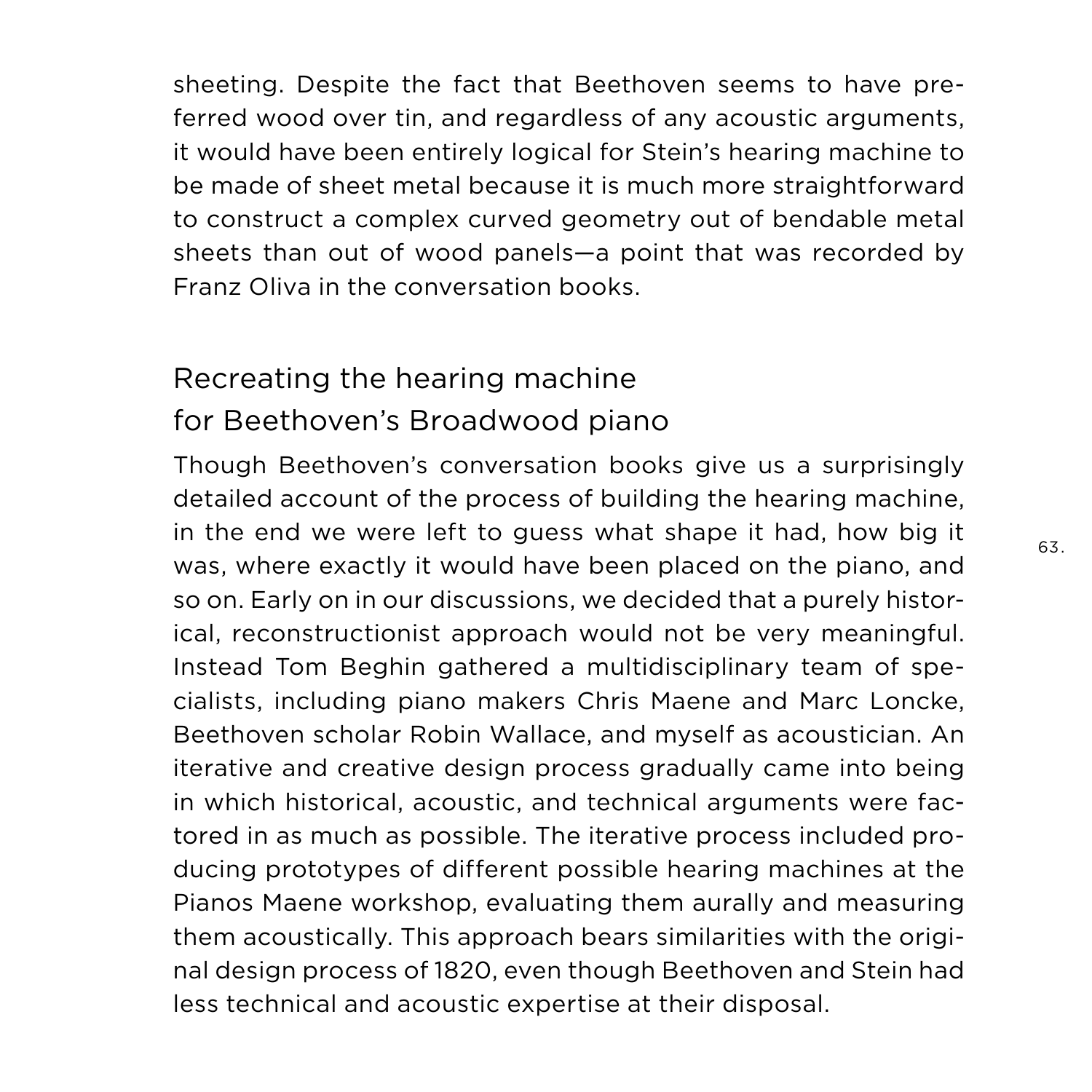sheeting. Despite the fact that Beethoven seems to have preferred wood over tin, and regardless of any acoustic arguments, it would have been entirely logical for Stein's hearing machine to be made of sheet metal because it is much more straightforward to construct a complex curved geometry out of bendable metal sheets than out of wood panels—a point that was recorded by Franz Oliva in the conversation books.

## Recreating the hearing machine for Beethoven's Broadwood piano

Though Beethoven's conversation books give us a surprisingly detailed account of the process of building the hearing machine, in the end we were left to guess what shape it had, how big it was, where exactly it would have been placed on the piano, and so on. Early on in our discussions, we decided that a purely historical, reconstructionist approach would not be very meaningful. Instead Tom Beghin gathered a multidisciplinary team of specialists, including piano makers Chris Maene and Marc Loncke, Beethoven scholar Robin Wallace, and myself as acoustician. An iterative and creative design process gradually came into being in which historical, acoustic, and technical arguments were factored in as much as possible. The iterative process included producing prototypes of different possible hearing machines at the Pianos Maene workshop, evaluating them aurally and measuring them acoustically. This approach bears similarities with the original design process of 1820, even though Beethoven and Stein had less technical and acoustic expertise at their disposal.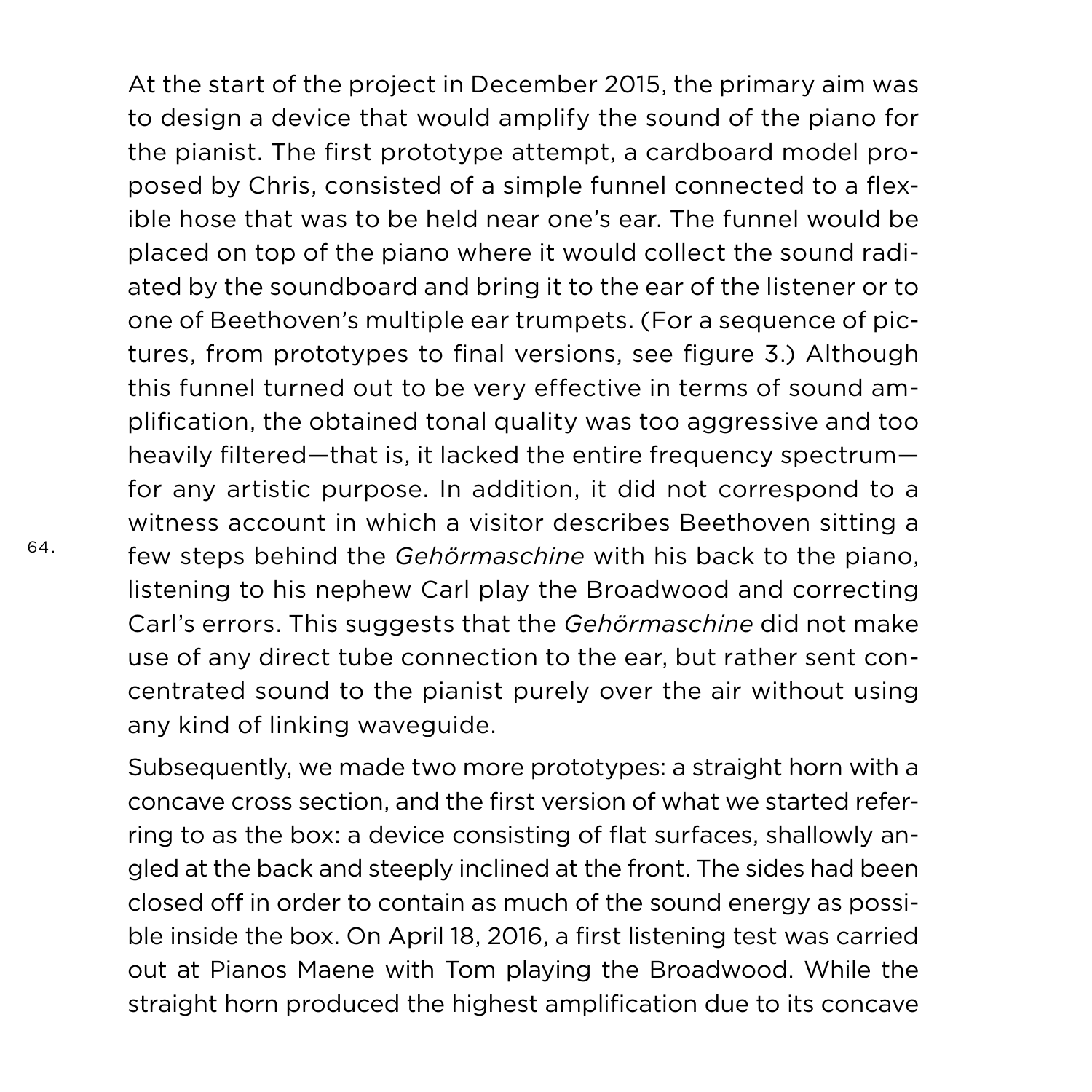At the start of the project in December 2015, the primary aim was to design a device that would amplify the sound of the piano for the pianist. The first prototype attempt, a cardboard model proposed by Chris, consisted of a simple funnel connected to a flexible hose that was to be held near one's ear. The funnel would be placed on top of the piano where it would collect the sound radiated by the soundboard and bring it to the ear of the listener or to one of Beethoven's multiple ear trumpets. (For a sequence of pictures, from prototypes to final versions, see figure 3.) Although this funnel turned out to be very effective in terms of sound amplification, the obtained tonal quality was too aggressive and too heavily filtered—that is, it lacked the entire frequency spectrum—for any artistic purpose. In addition, it did not correspond to a witness account in which a visitor describes Beethoven sitting a few steps behind the *Gehörmaschine* with his back to the piano, listening to his nephew Carl play the Broadwood and correcting Carl's errors. This suggests that the *Gehörmaschine* did not make use of any direct tube connection to the ear, but rather sent concentrated sound to the pianist purely over the air without using any kind of linking waveguide.

Subsequently, we made two more prototypes: a straight horn with a concave cross section, and the first version of what we started referring to as the box: a device consisting of flat surfaces, shallowly angled at the back and steeply inclined at the front. The sides had been closed off in order to contain as much of the sound energy as possible inside the box. On April 18, 2016, a first listening test was carried out at Pianos Maene with Tom playing the Broadwood. While the straight horn produced the highest amplification due to its concave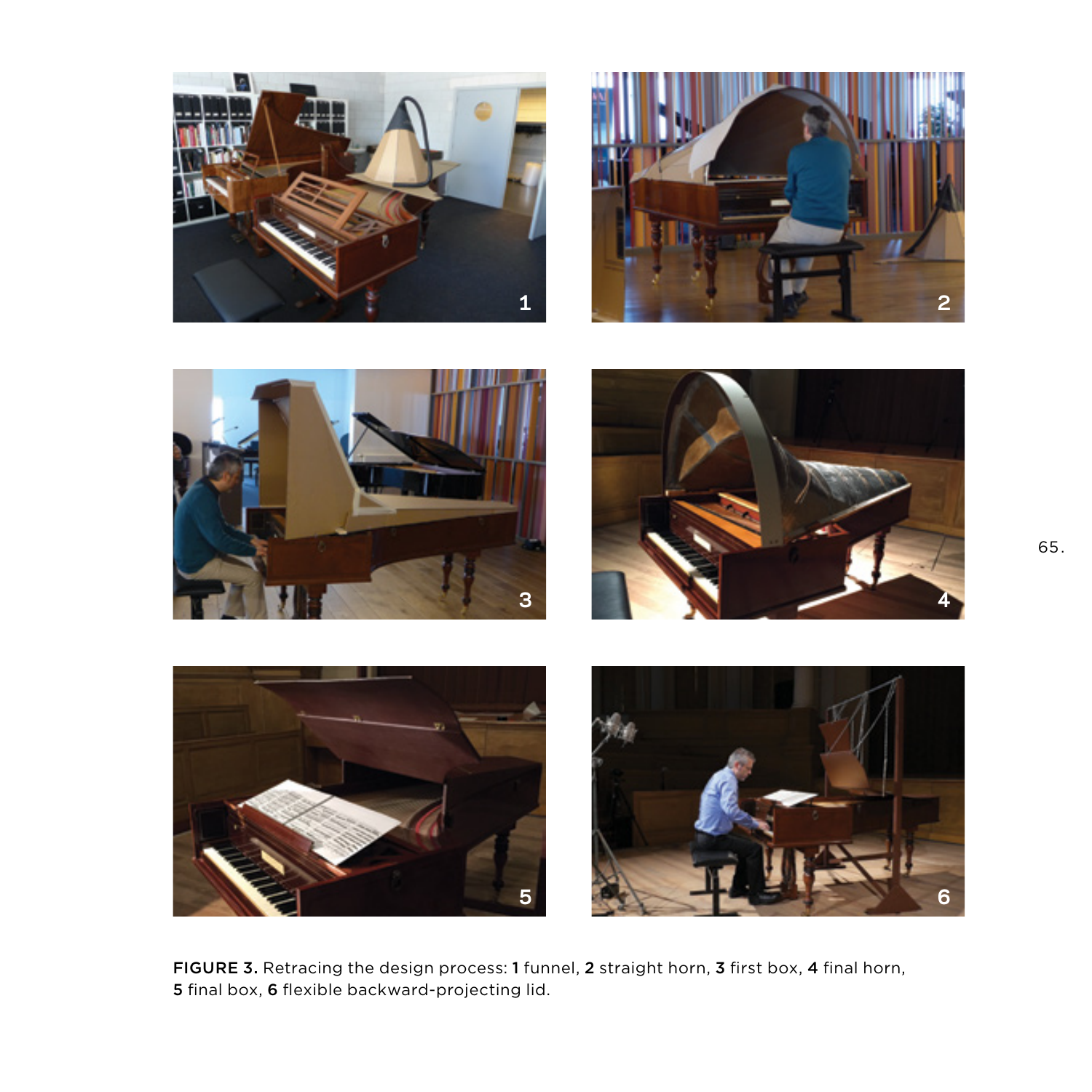**FIGURE 3.** Retracing the design process: **1** funnel, **2** straight horn, **3** first box, **4** final horn, **5** final box, **6** flexible backward-projecting lid.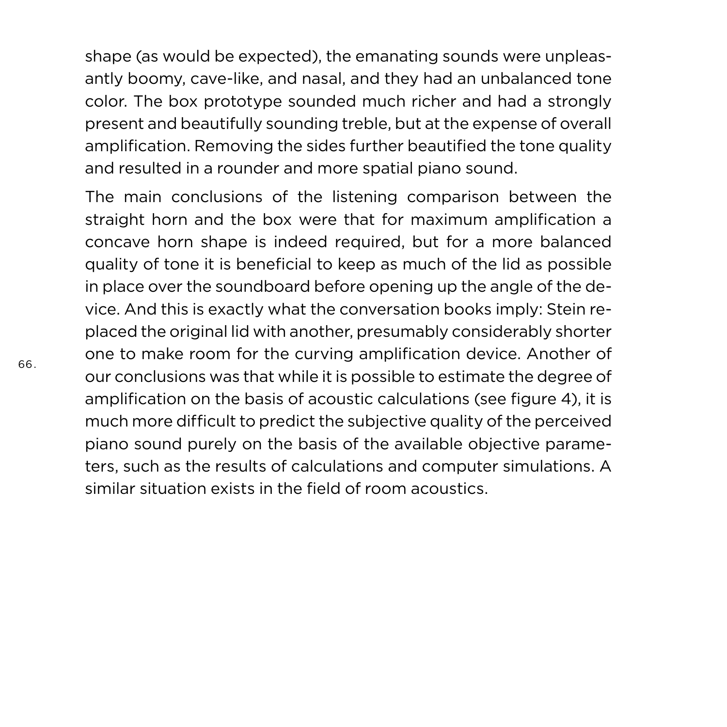shape (as would be expected), the emanating sounds were unpleasantly boomy, cave-like, and nasal, and they had an unbalanced tone color. The box prototype sounded much richer and had a strongly present and beautifully sounding treble, but at the expense of overall amplification. Removing the sides further beautified the tone quality and resulted in a rounder and more spatial piano sound.

The main conclusions of the listening comparison between the straight horn and the box were that for maximum amplification a concave horn shape is indeed required, but for a more balanced quality of tone it is beneficial to keep as much of the lid as possible in place over the soundboard before opening up the angle of the device. And this is exactly what the conversation books imply: Stein replaced the original lid with another, presumably considerably shorter one to make room for the curving amplification device. Another of our conclusions was that while it is possible to estimate the degree of amplification on the basis of acoustic calculations (see figure 4), it is much more difficult to predict the subjective quality of the perceived piano sound purely on the basis of the available objective parameters, such as the results of calculations and computer simulations. A similar situation exists in the field of room acoustics.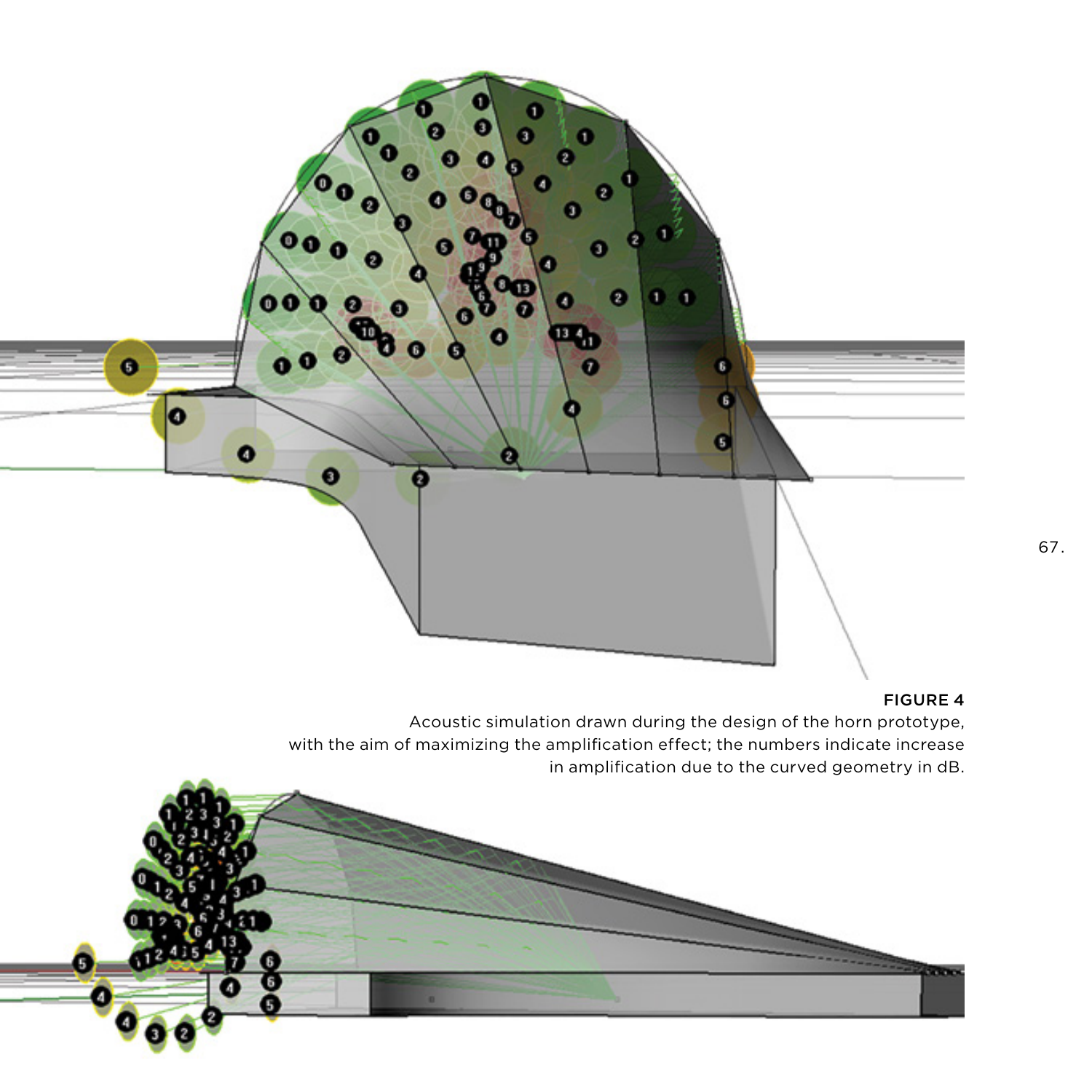**FIGURE 4**
Acoustic simulation drawn during the design of the horn prototype, with the aim of maximizing the amplification effect; the numbers indicate increase in amplification due to the curved geometry in dB.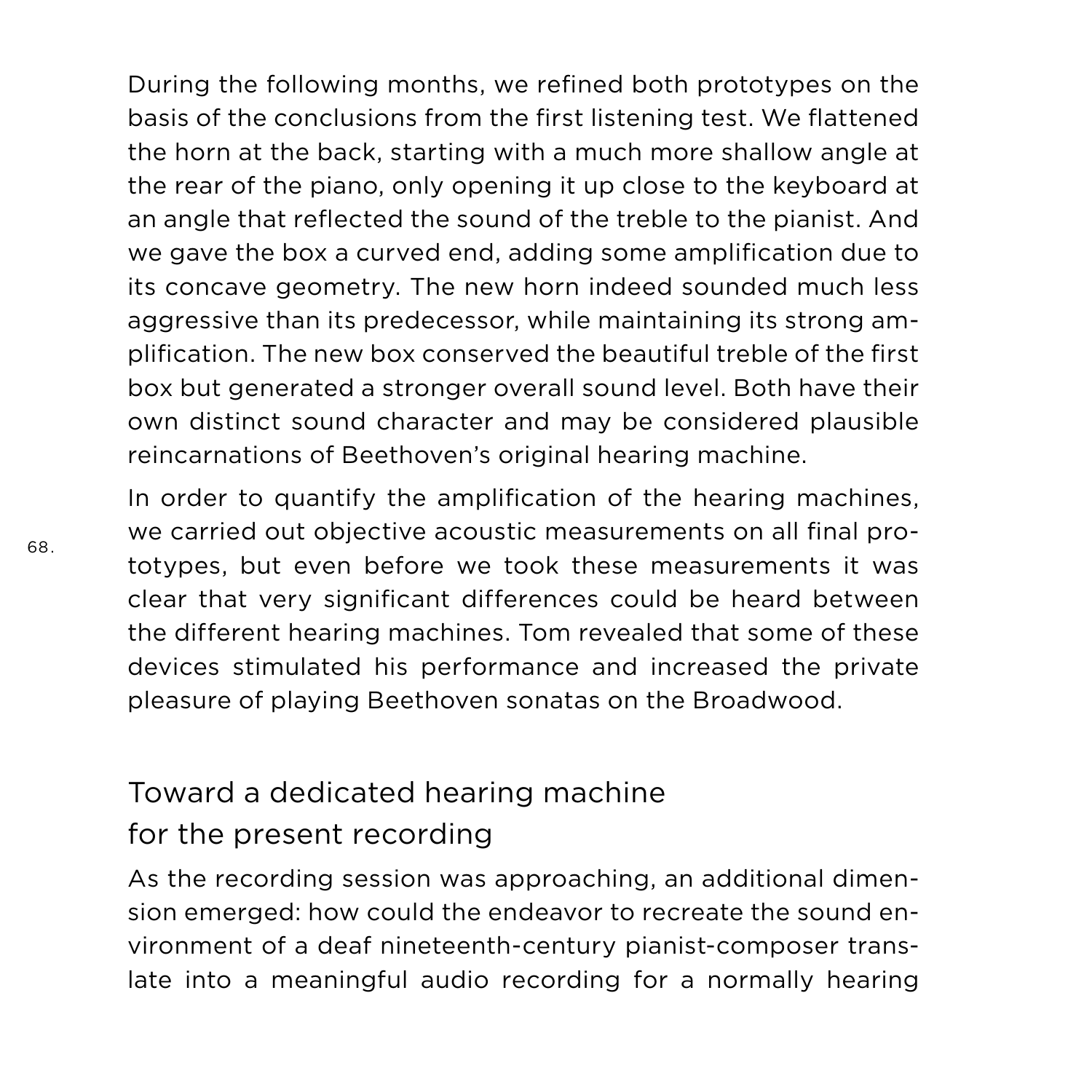During the following months, we refined both prototypes on the basis of the conclusions from the first listening test. We flattened the horn at the back, starting with a much more shallow angle at the rear of the piano, only opening it up close to the keyboard at an angle that reflected the sound of the treble to the pianist. And we gave the box a curved end, adding some amplification due to its concave geometry. The new horn indeed sounded much less aggressive than its predecessor, while maintaining its strong amplification. The new box conserved the beautiful treble of the first box but generated a stronger overall sound level. Both have their own distinct sound character and may be considered plausible reincarnations of Beethoven's original hearing machine.

In order to quantify the amplification of the hearing machines, we carried out objective acoustic measurements on all final prototypes, but even before we took these measurements it was clear that very significant differences could be heard between the different hearing machines. Tom revealed that some of these devices stimulated his performance and increased the private pleasure of playing Beethoven sonatas on the Broadwood.

## Toward a dedicated hearing machine for the present recording

As the recording session was approaching, an additional dimension emerged: how could the endeavor to recreate the sound environment of a deaf nineteenth-century pianist-composer translate into a meaningful audio recording for a normally hearing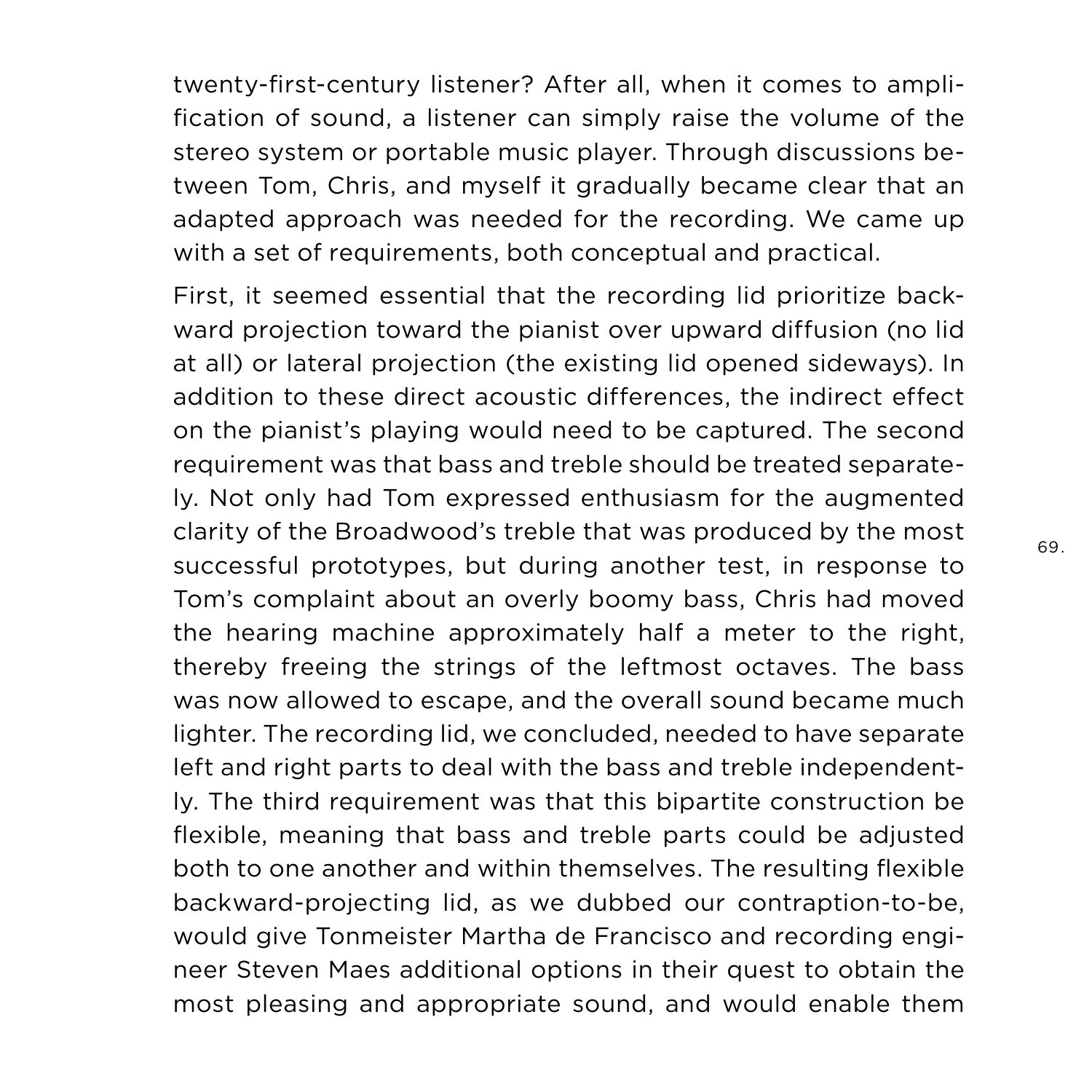twenty-first-century listener? After all, when it comes to amplification of sound, a listener can simply raise the volume of the stereo system or portable music player. Through discussions between Tom, Chris, and myself it gradually became clear that an adapted approach was needed for the recording. We came up with a set of requirements, both conceptual and practical.

First, it seemed essential that the recording lid prioritize backward projection toward the pianist over upward diffusion (no lid at all) or lateral projection (the existing lid opened sideways). In addition to these direct acoustic differences, the indirect effect on the pianist's playing would need to be captured. The second requirement was that bass and treble should be treated separately. Not only had Tom expressed enthusiasm for the augmented clarity of the Broadwood's treble that was produced by the most successful prototypes, but during another test, in response to Tom's complaint about an overly boomy bass, Chris had moved the hearing machine approximately half a meter to the right, thereby freeing the strings of the leftmost octaves. The bass was now allowed to escape, and the overall sound became much lighter. The recording lid, we concluded, needed to have separate left and right parts to deal with the bass and treble independently. The third requirement was that this bipartite construction be flexible, meaning that bass and treble parts could be adjusted both to one another and within themselves. The resulting flexible backward-projecting lid, as we dubbed our contraption-to-be, would give Tonmeister Martha de Francisco and recording engineer Steven Maes additional options in their quest to obtain the most pleasing and appropriate sound, and would enable them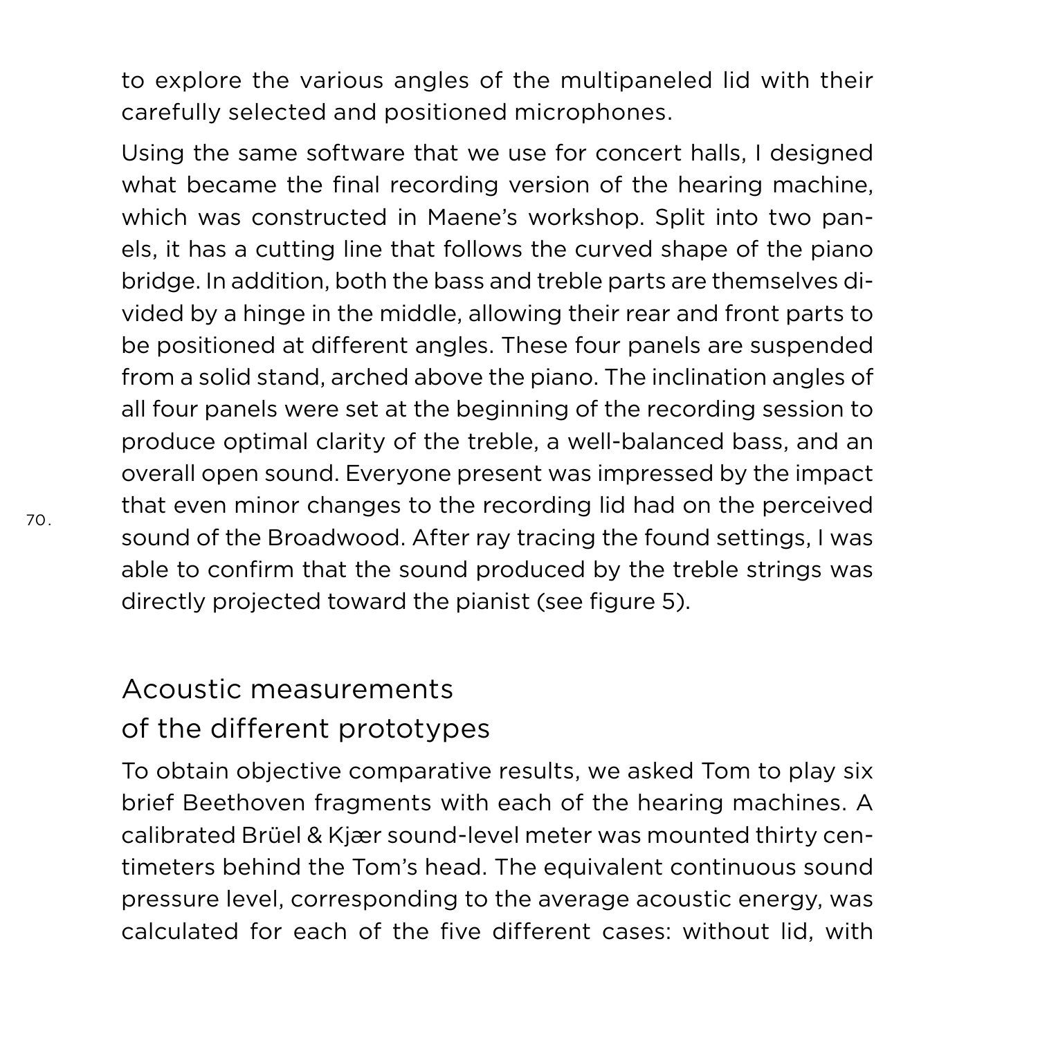to explore the various angles of the multipaneled lid with their carefully selected and positioned microphones.

Using the same software that we use for concert halls, I designed what became the final recording version of the hearing machine, which was constructed in Maene's workshop. Split into two panels, it has a cutting line that follows the curved shape of the piano bridge. In addition, both the bass and treble parts are themselves divided by a hinge in the middle, allowing their rear and front parts to be positioned at different angles. These four panels are suspended from a solid stand, arched above the piano. The inclination angles of all four panels were set at the beginning of the recording session to produce optimal clarity of the treble, a well-balanced bass, and an overall open sound. Everyone present was impressed by the impact that even minor changes to the recording lid had on the perceived sound of the Broadwood. After ray tracing the found settings, I was able to confirm that the sound produced by the treble strings was directly projected toward the pianist (see figure 5).

## Acoustic measurements of the different prototypes

To obtain objective comparative results, we asked Tom to play six brief Beethoven fragments with each of the hearing machines. A calibrated Brüel & Kjær sound-level meter was mounted thirty centimeters behind the Tom's head. The equivalent continuous sound pressure level, corresponding to the average acoustic energy, was calculated for each of the five different cases: without lid, with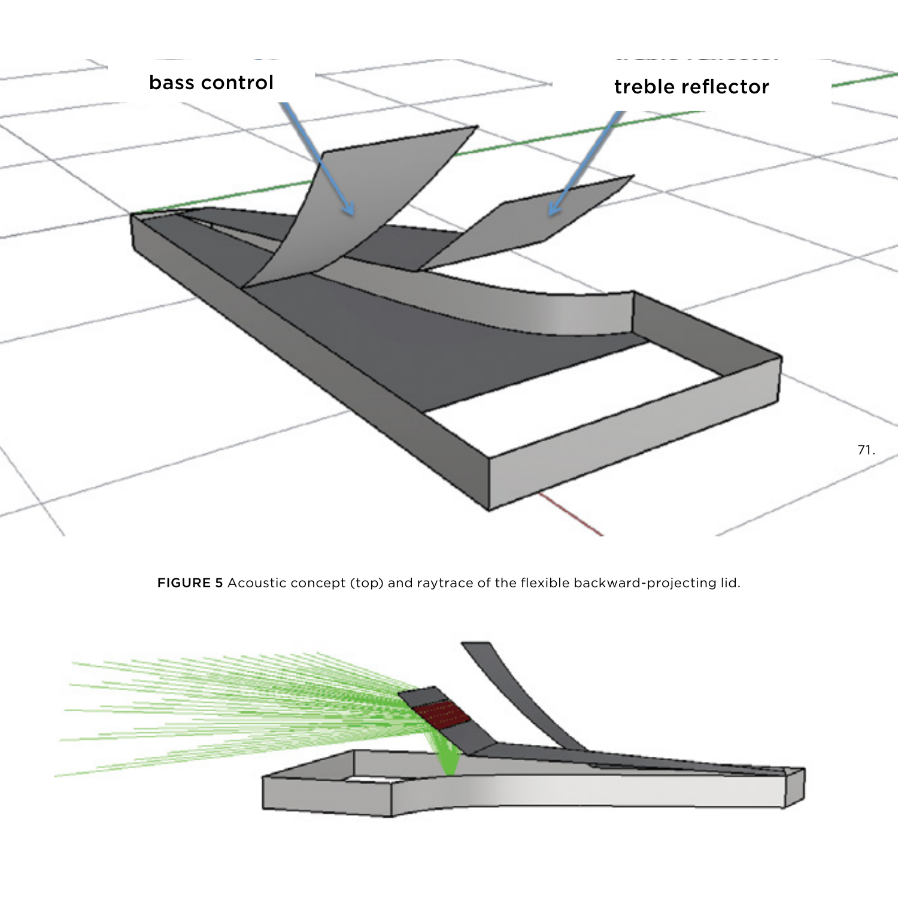FIGURE 5 Acoustic concept (top) and raytrace of the flexible backward-projecting lid.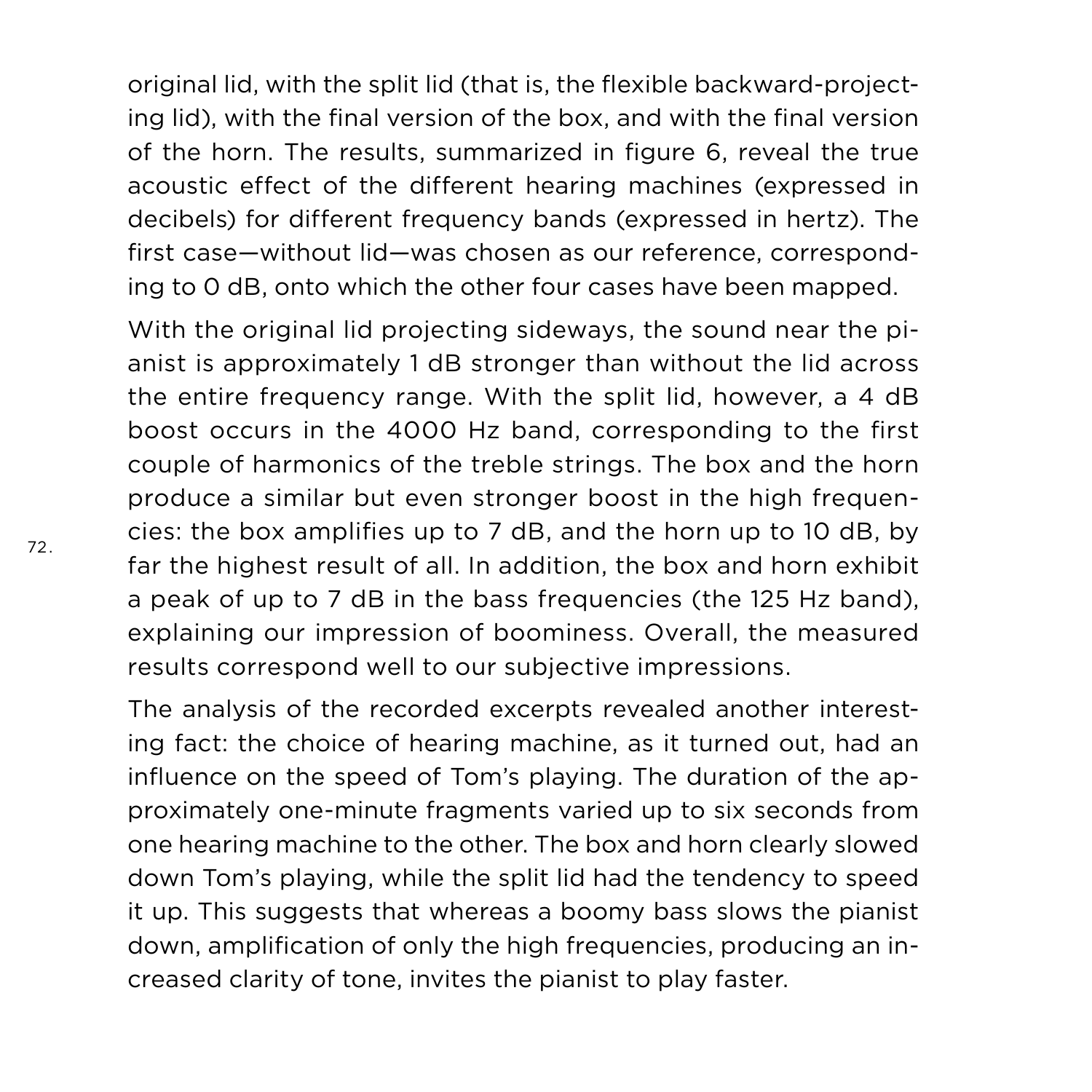original lid, with the split lid (that is, the flexible backward-projecting lid), with the final version of the box, and with the final version of the horn. The results, summarized in figure 6, reveal the true acoustic effect of the different hearing machines (expressed in decibels) for different frequency bands (expressed in hertz). The first case—without lid—was chosen as our reference, corresponding to 0 dB, onto which the other four cases have been mapped.

With the original lid projecting sideways, the sound near the pianist is approximately 1 dB stronger than without the lid across the entire frequency range. With the split lid, however, a 4 dB boost occurs in the 4000 Hz band, corresponding to the first couple of harmonics of the treble strings. The box and the horn produce a similar but even stronger boost in the high frequencies: the box amplifies up to 7 dB, and the horn up to 10 dB, by far the highest result of all. In addition, the box and horn exhibit a peak of up to 7 dB in the bass frequencies (the 125 Hz band), explaining our impression of boominess. Overall, the measured results correspond well to our subjective impressions.

The analysis of the recorded excerpts revealed another interesting fact: the choice of hearing machine, as it turned out, had an influence on the speed of Tom's playing. The duration of the approximately one-minute fragments varied up to six seconds from one hearing machine to the other. The box and horn clearly slowed down Tom's playing, while the split lid had the tendency to speed it up. This suggests that whereas a boomy bass slows the pianist down, amplification of only the high frequencies, producing an increased clarity of tone, invites the pianist to play faster.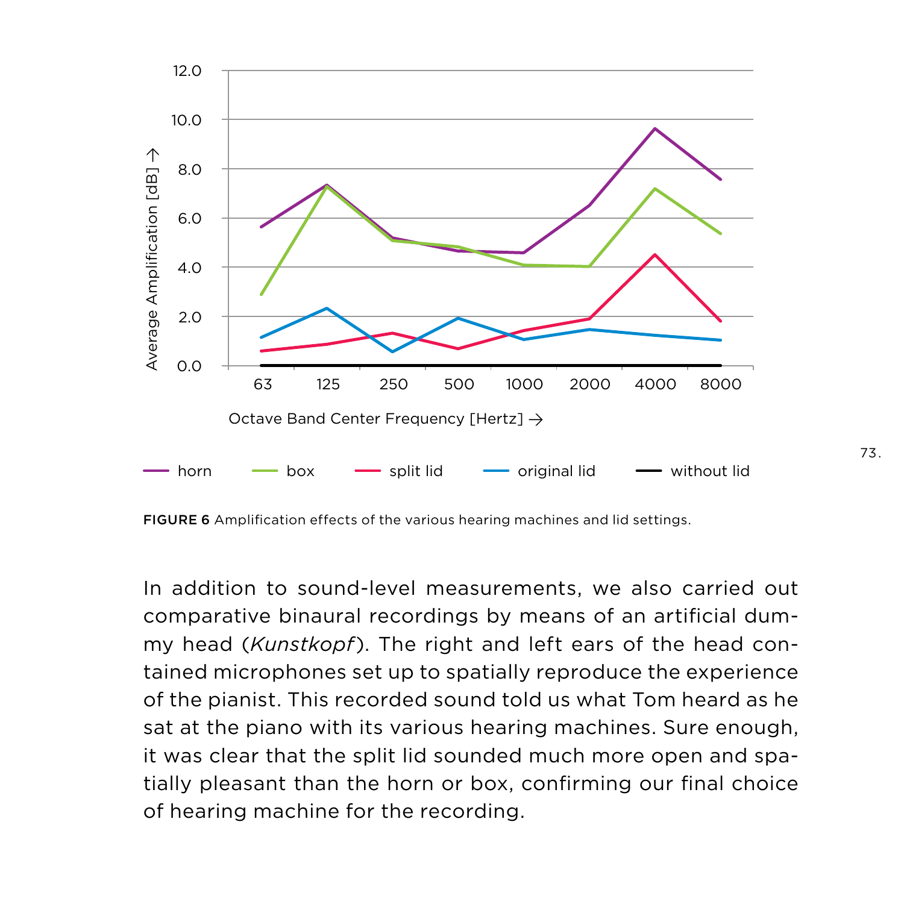FIGURE 6 Amplification effects of the various hearing machines and lid settings.

In addition to sound-level measurements, we also carried out comparative binaural recordings by means of an artificial dummy head (*Kunstkopf*). The right and left ears of the head contained microphones set up to spatially reproduce the experience of the pianist. This recorded sound told us what Tom heard as he sat at the piano with its various hearing machines. Sure enough, it was clear that the split lid sounded much more open and spatially pleasant than the horn or box, confirming our final choice of hearing machine for the recording.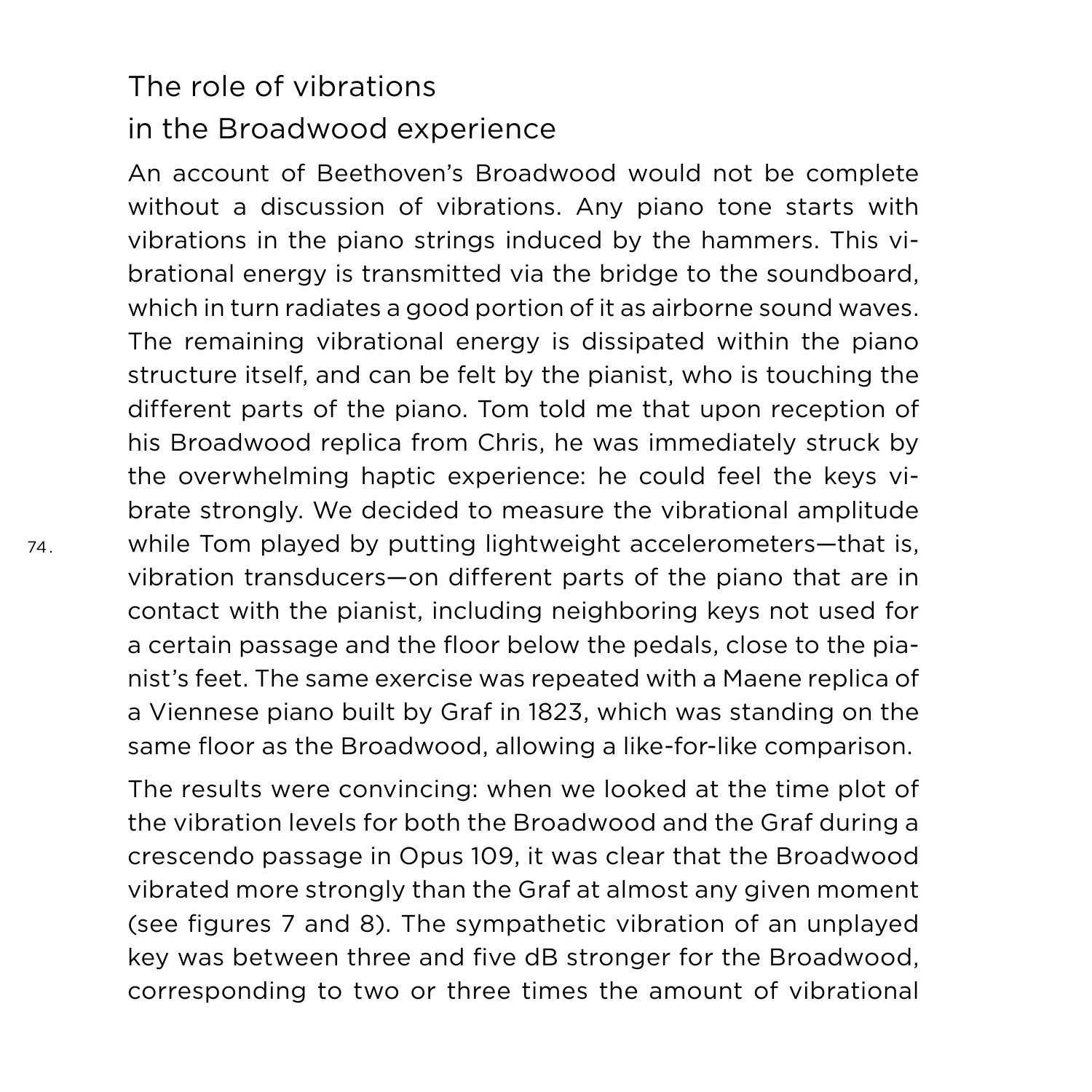## The role of vibrations in the Broadwood experience

An account of Beethoven's Broadwood would not be complete without a discussion of vibrations. Any piano tone starts with vibrations in the piano strings induced by the hammers. This vibrational energy is transmitted via the bridge to the soundboard, which in turn radiates a good portion of it as airborne sound waves. The remaining vibrational energy is dissipated within the piano structure itself, and can be felt by the pianist, who is touching the different parts of the piano. Tom told me that upon reception of his Broadwood replica from Chris, he was immediately struck by the overwhelming haptic experience: he could feel the keys vibrate strongly. We decided to measure the vibrational amplitude while Tom played by putting lightweight accelerometers—that is, vibration transducers—on different parts of the piano that are in contact with the pianist, including neighboring keys not used for a certain passage and the floor below the pedals, close to the pianist's feet. The same exercise was repeated with a Maene replica of a Viennese piano built by Graf in 1823, which was standing on the same floor as the Broadwood, allowing a like-for-like comparison.

The results were convincing: when we looked at the time plot of the vibration levels for both the Broadwood and the Graf during a crescendo passage in Opus 109, it was clear that the Broadwood vibrated more strongly than the Graf at almost any given moment (see figures 7 and 8). The sympathetic vibration of an unplayed key was between three and five dB stronger for the Broadwood, corresponding to two or three times the amount of vibrational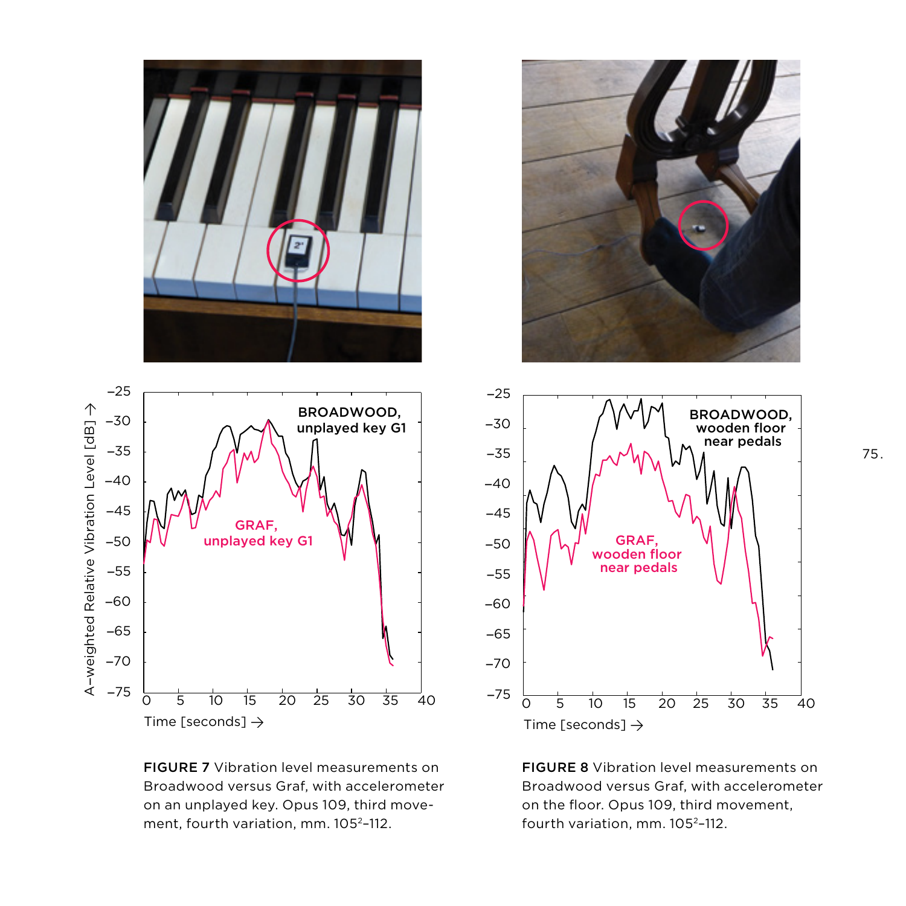**FIGURE 7** Vibration level measurements on Broadwood versus Graf, with accelerometer on an unplayed key. Opus 109, third movement, fourth variation, mm. 105[2]–112.

**FIGURE 8** Vibration level measurements on Broadwood versus Graf, with accelerometer on the floor. Opus 109, third movement, fourth variation, mm. 105[2]–112.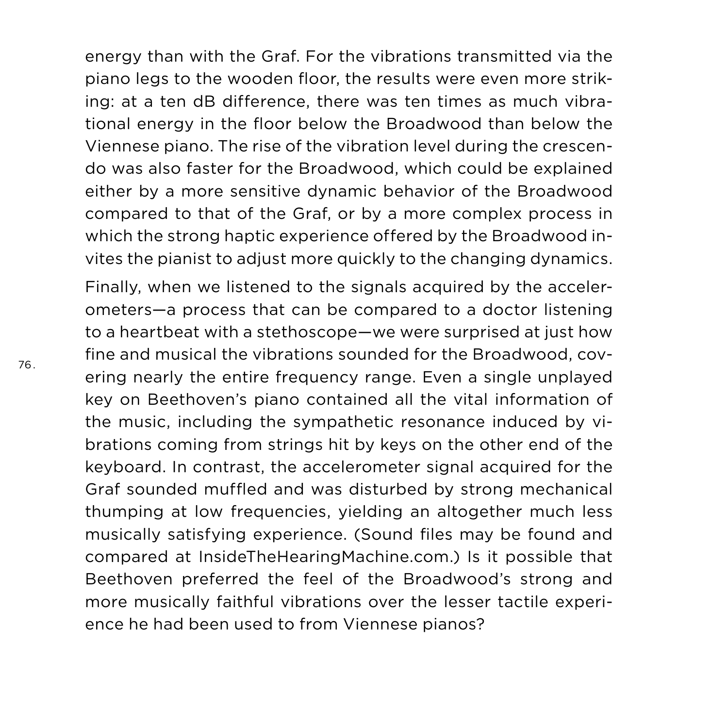energy than with the Graf. For the vibrations transmitted via the piano legs to the wooden floor, the results were even more striking: at a ten dB difference, there was ten times as much vibrational energy in the floor below the Broadwood than below the Viennese piano. The rise of the vibration level during the crescendo was also faster for the Broadwood, which could be explained either by a more sensitive dynamic behavior of the Broadwood compared to that of the Graf, or by a more complex process in which the strong haptic experience offered by the Broadwood invites the pianist to adjust more quickly to the changing dynamics.

Finally, when we listened to the signals acquired by the accelerometers—a process that can be compared to a doctor listening to a heartbeat with a stethoscope—we were surprised at just how fine and musical the vibrations sounded for the Broadwood, covering nearly the entire frequency range. Even a single unplayed key on Beethoven's piano contained all the vital information of the music, including the sympathetic resonance induced by vibrations coming from strings hit by keys on the other end of the keyboard. In contrast, the accelerometer signal acquired for the Graf sounded muffled and was disturbed by strong mechanical thumping at low frequencies, yielding an altogether much less musically satisfying experience. (Sound files may be found and compared at InsideTheHearingMachine.com.) Is it possible that Beethoven preferred the feel of the Broadwood's strong and more musically faithful vibrations over the lesser tactile experience he had been used to from Viennese pianos?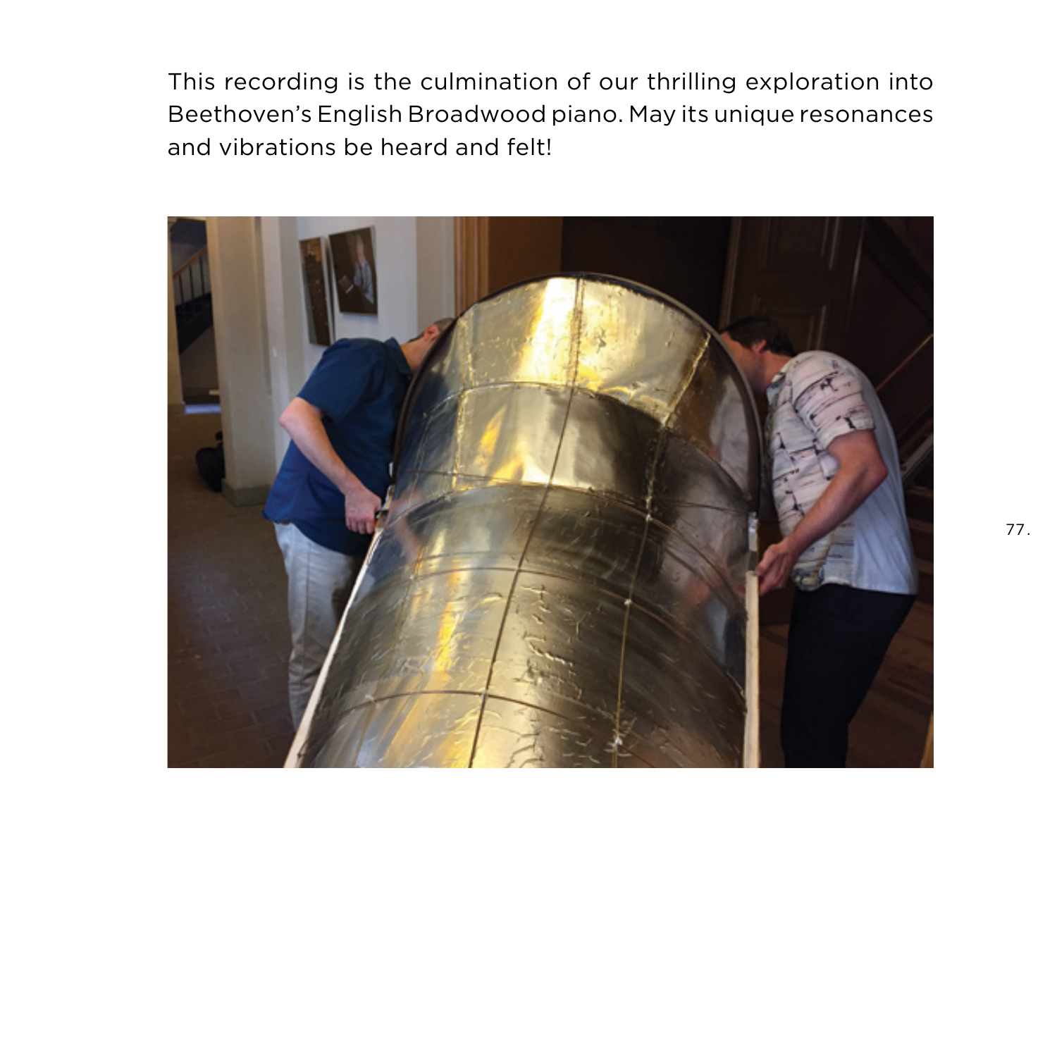This recording is the culmination of our thrilling exploration into Beethoven's English Broadwood piano. May its unique resonances and vibrations be heard and felt!